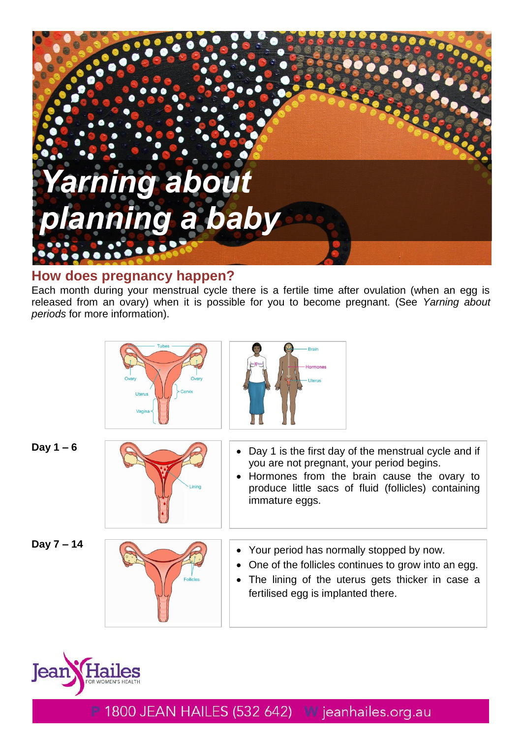# Yarning about planning a baby

## How does pregnancy happen?

Each month during your menstrual cycle there is a fertile time after ovulation (when an egg is released from an ovary) when it is possible for you to become pregnant. (See *Yarning about periods* for more information).

| | |
|---|---|
| **Day 1 – 6** | • Day 1 is the first day of the menstrual cycle and if you are not pregnant, your period begins.<br>• Hormones from the brain cause the ovary to produce little sacs of fluid (follicles) containing immature eggs. |
| **Day 7 – 14** | • Your period has normally stopped by now.<br>• One of the follicles continues to grow into an egg.<br>• The lining of the uterus gets thicker in case a fertilised egg is implanted there. |

Jean Hailes FOR WOMEN'S HEALTH

P 1800 JEAN HAILES (532 642) W jeanhailes.org.au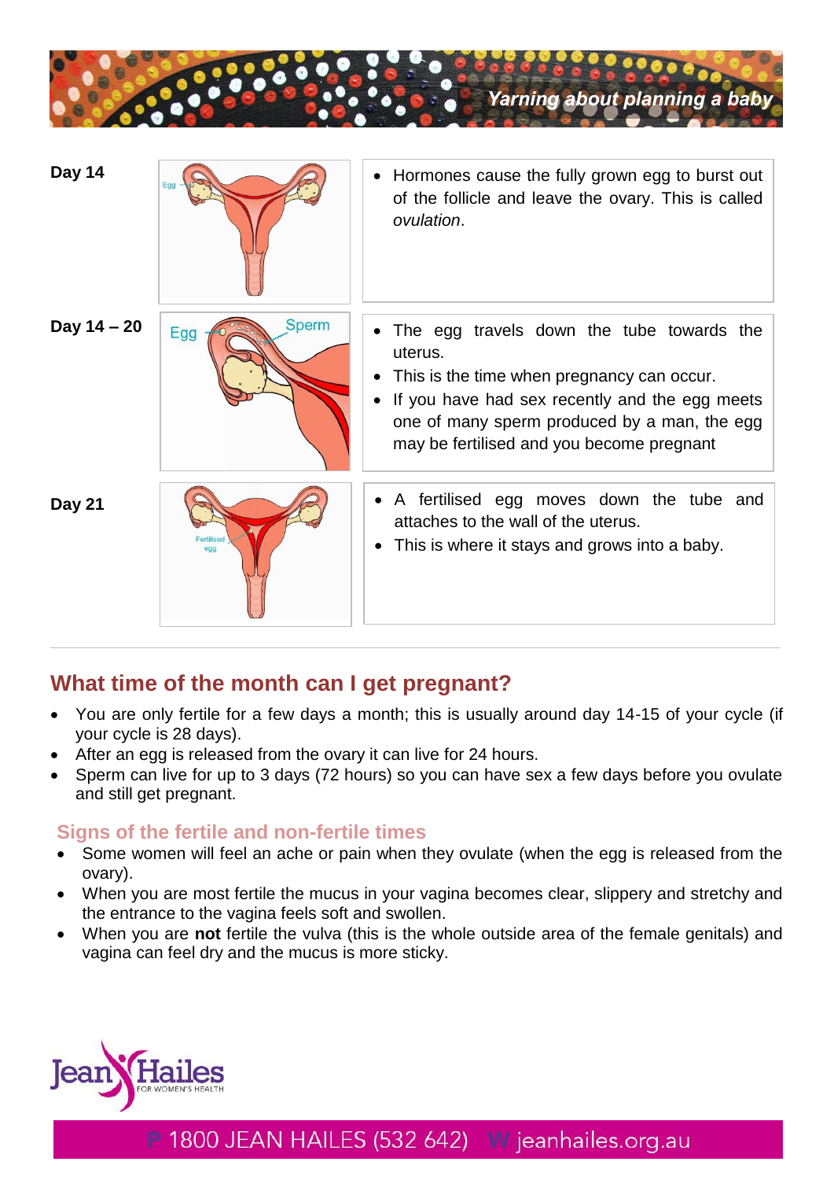| Day | | |
|---|---|---|
| **Day 14** | | • Hormones cause the fully grown egg to burst out of the follicle and leave the ovary. This is called *ovulation*. |
| **Day 14 – 20** | | • The egg travels down the tube towards the uterus.<br>• This is the time when pregnancy can occur.<br>• If you have had sex recently and the egg meets one of many sperm produced by a man, the egg may be fertilised and you become pregnant |
| **Day 21** | | • A fertilised egg moves down the tube and attaches to the wall of the uterus.<br>• This is where it stays and grows into a baby. |

## What time of the month can I get pregnant?

- You are only fertile for a few days a month; this is usually around day 14-15 of your cycle (if your cycle is 28 days).
- After an egg is released from the ovary it can live for 24 hours.
- Sperm can live for up to 3 days (72 hours) so you can have sex a few days before you ovulate and still get pregnant.

### Signs of the fertile and non-fertile times

- Some women will feel an ache or pain when they ovulate (when the egg is released from the ovary).
- When you are most fertile the mucus in your vagina becomes clear, slippery and stretchy and the entrance to the vagina feels soft and swollen.
- When you are **not** fertile the vulva (this is the whole outside area of the female genitals) and vagina can feel dry and the mucus is more sticky.

P 1800 JEAN HAILES (532 642) W jeanhailes.org.au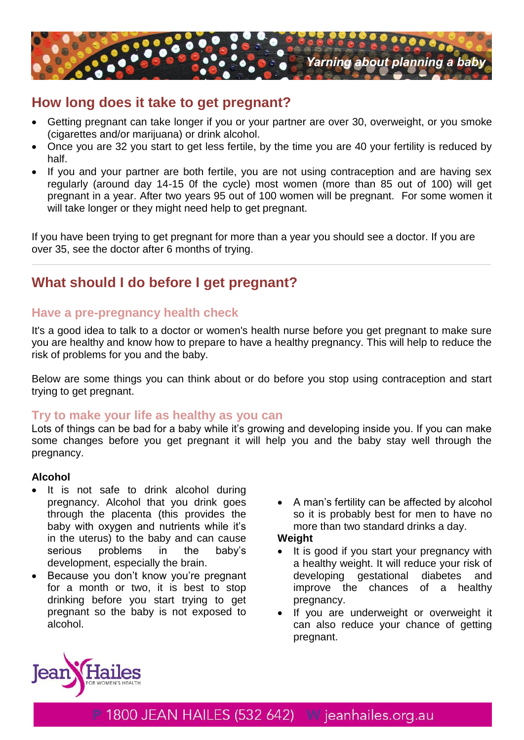## How long does it take to get pregnant?

- Getting pregnant can take longer if you or your partner are over 30, overweight, or you smoke (cigarettes and/or marijuana) or drink alcohol.
- Once you are 32 you start to get less fertile, by the time you are 40 your fertility is reduced by half.
- If you and your partner are both fertile, you are not using contraception and are having sex regularly (around day 14-15 0f the cycle) most women (more than 85 out of 100) will get pregnant in a year. After two years 95 out of 100 women will be pregnant. For some women it will take longer or they might need help to get pregnant.

If you have been trying to get pregnant for more than a year you should see a doctor. If you are over 35, see the doctor after 6 months of trying.

---

## What should I do before I get pregnant?

### Have a pre-pregnancy health check

It's a good idea to talk to a doctor or women's health nurse before you get pregnant to make sure you are healthy and know how to prepare to have a healthy pregnancy. This will help to reduce the risk of problems for you and the baby.

Below are some things you can think about or do before you stop using contraception and start trying to get pregnant.

### Try to make your life as healthy as you can

Lots of things can be bad for a baby while it's growing and developing inside you. If you can make some changes before you get pregnant it will help you and the baby stay well through the pregnancy.

**Alcohol**

- It is not safe to drink alcohol during pregnancy. Alcohol that you drink goes through the placenta (this provides the baby with oxygen and nutrients while it's in the uterus) to the baby and can cause serious problems in the baby's development, especially the brain.
- Because you don't know you're pregnant for a month or two, it is best to stop drinking before you start trying to get pregnant so the baby is not exposed to alcohol.
- A man's fertility can be affected by alcohol so it is probably best for men to have no more than two standard drinks a day.

**Weight**

- It is good if you start your pregnancy with a healthy weight. It will reduce your risk of developing gestational diabetes and improve the chances of a healthy pregnancy.
- If you are underweight or overweight it can also reduce your chance of getting pregnant.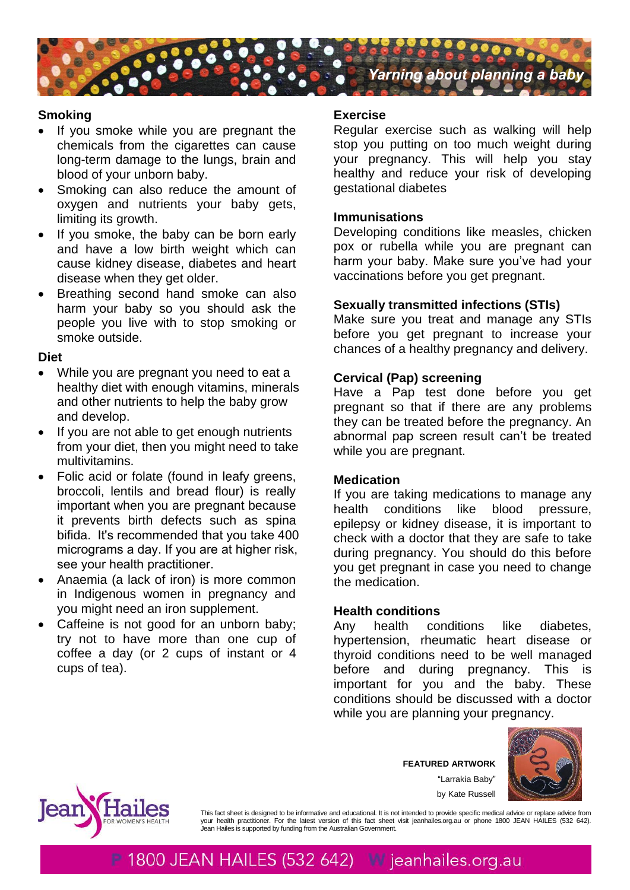*Yarning about planning a baby*

### Smoking

- If you smoke while you are pregnant the chemicals from the cigarettes can cause long-term damage to the lungs, brain and blood of your unborn baby.
- Smoking can also reduce the amount of oxygen and nutrients your baby gets, limiting its growth.
- If you smoke, the baby can be born early and have a low birth weight which can cause kidney disease, diabetes and heart disease when they get older.
- Breathing second hand smoke can also harm your baby so you should ask the people you live with to stop smoking or smoke outside.

### Diet

- While you are pregnant you need to eat a healthy diet with enough vitamins, minerals and other nutrients to help the baby grow and develop.
- If you are not able to get enough nutrients from your diet, then you might need to take multivitamins.
- Folic acid or folate (found in leafy greens, broccoli, lentils and bread flour) is really important when you are pregnant because it prevents birth defects such as spina bifida. It's recommended that you take 400 micrograms a day. If you are at higher risk, see your health practitioner.
- Anaemia (a lack of iron) is more common in Indigenous women in pregnancy and you might need an iron supplement.
- Caffeine is not good for an unborn baby; try not to have more than one cup of coffee a day (or 2 cups of instant or 4 cups of tea).

### Exercise

Regular exercise such as walking will help stop you putting on too much weight during your pregnancy. This will help you stay healthy and reduce your risk of developing gestational diabetes

### Immunisations

Developing conditions like measles, chicken pox or rubella while you are pregnant can harm your baby. Make sure you've had your vaccinations before you get pregnant.

### Sexually transmitted infections (STIs)

Make sure you treat and manage any STIs before you get pregnant to increase your chances of a healthy pregnancy and delivery.

### Cervical (Pap) screening

Have a Pap test done before you get pregnant so that if there are any problems they can be treated before the pregnancy. An abnormal pap screen result can't be treated while you are pregnant.

### Medication

If you are taking medications to manage any health conditions like blood pressure, epilepsy or kidney disease, it is important to check with a doctor that they are safe to take during pregnancy. You should do this before you get pregnant in case you need to change the medication.

### Health conditions

Any health conditions like diabetes, hypertension, rheumatic heart disease or thyroid conditions need to be well managed before and during pregnancy. This is important for you and the baby. These conditions should be discussed with a doctor while you are planning your pregnancy.

**FEATURED ARTWORK**
"Larrakia Baby"
by Kate Russell

Jean Hailes FOR WOMEN'S HEALTH

This fact sheet is designed to be informative and educational. It is not intended to provide specific medical advice or replace advice from your health practitioner. For the latest version of this fact sheet visit jeanhailes.org.au or phone 1800 JEAN HAILES (532 642). Jean Hailes is supported by funding from the Australian Government.

P 1800 JEAN HAILES (532 642) W jeanhailes.org.au